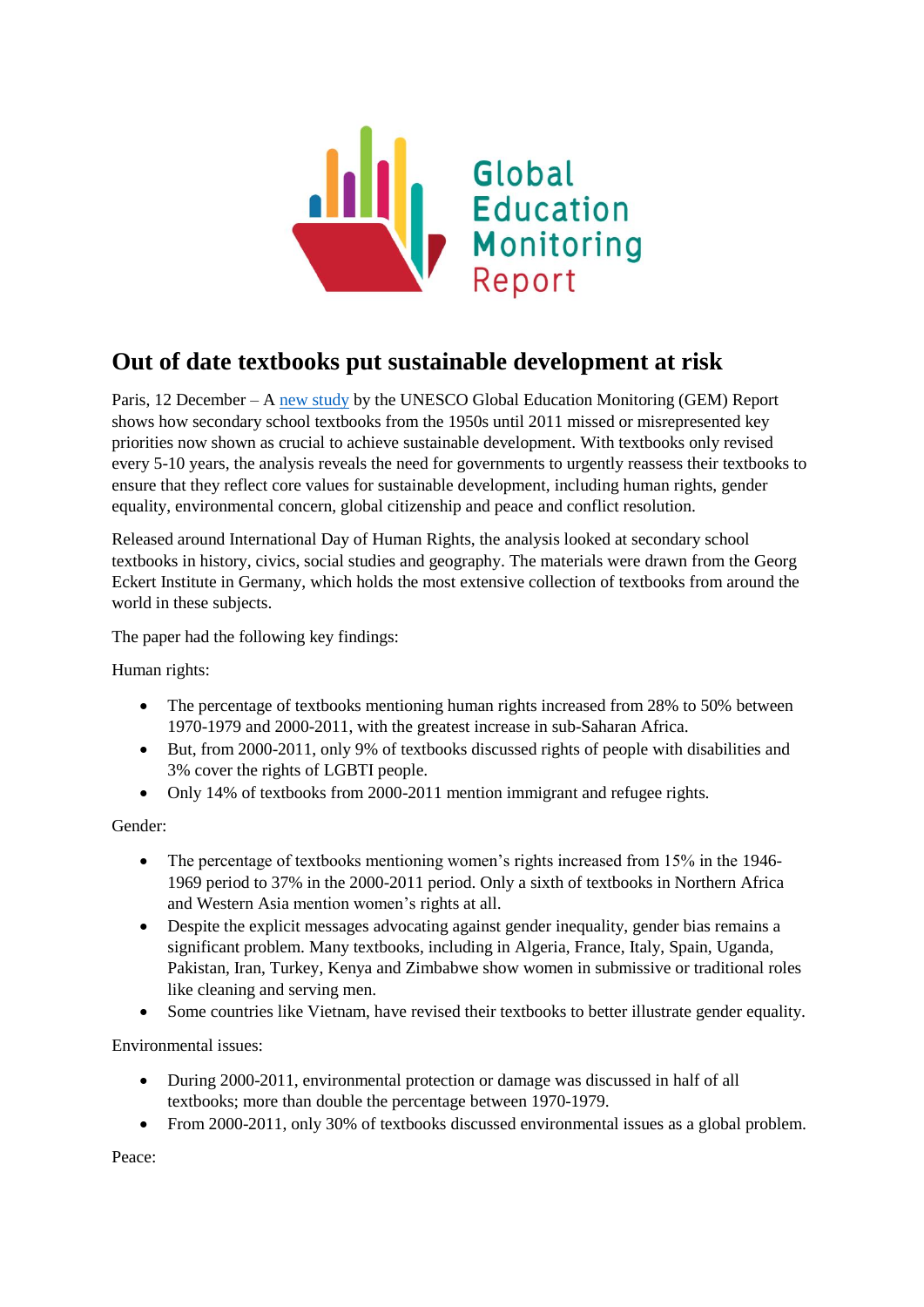Global Education Monitoring Report

# Out of date textbooks put sustainable development at risk

Paris, 12 December – A new study by the UNESCO Global Education Monitoring (GEM) Report shows how secondary school textbooks from the 1950s until 2011 missed or misrepresented key priorities now shown as crucial to achieve sustainable development. With textbooks only revised every 5-10 years, the analysis reveals the need for governments to urgently reassess their textbooks to ensure that they reflect core values for sustainable development, including human rights, gender equality, environmental concern, global citizenship and peace and conflict resolution.

Released around International Day of Human Rights, the analysis looked at secondary school textbooks in history, civics, social studies and geography. The materials were drawn from the Georg Eckert Institute in Germany, which holds the most extensive collection of textbooks from around the world in these subjects.

The paper had the following key findings:

Human rights:

- The percentage of textbooks mentioning human rights increased from 28% to 50% between 1970-1979 and 2000-2011, with the greatest increase in sub-Saharan Africa.
- But, from 2000-2011, only 9% of textbooks discussed rights of people with disabilities and 3% cover the rights of LGBTI people.
- Only 14% of textbooks from 2000-2011 mention immigrant and refugee rights.

Gender:

- The percentage of textbooks mentioning women's rights increased from 15% in the 1946-1969 period to 37% in the 2000-2011 period. Only a sixth of textbooks in Northern Africa and Western Asia mention women's rights at all.
- Despite the explicit messages advocating against gender inequality, gender bias remains a significant problem. Many textbooks, including in Algeria, France, Italy, Spain, Uganda, Pakistan, Iran, Turkey, Kenya and Zimbabwe show women in submissive or traditional roles like cleaning and serving men.
- Some countries like Vietnam, have revised their textbooks to better illustrate gender equality.

Environmental issues:

- During 2000-2011, environmental protection or damage was discussed in half of all textbooks; more than double the percentage between 1970-1979.
- From 2000-2011, only 30% of textbooks discussed environmental issues as a global problem.

Peace: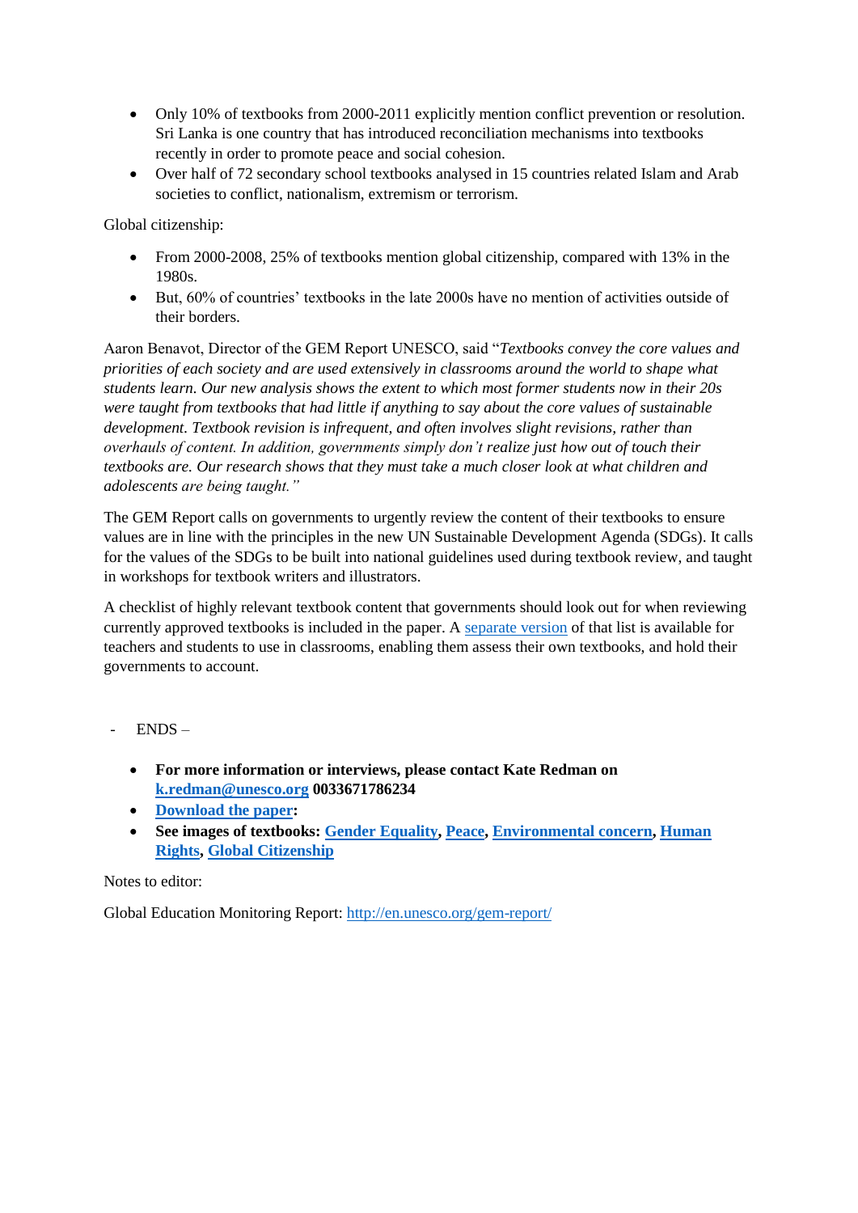- Only 10% of textbooks from 2000-2011 explicitly mention conflict prevention or resolution. Sri Lanka is one country that has introduced reconciliation mechanisms into textbooks recently in order to promote peace and social cohesion.
- Over half of 72 secondary school textbooks analysed in 15 countries related Islam and Arab societies to conflict, nationalism, extremism or terrorism.

Global citizenship:

- From 2000-2008, 25% of textbooks mention global citizenship, compared with 13% in the 1980s.
- But, 60% of countries' textbooks in the late 2000s have no mention of activities outside of their borders.

Aaron Benavot, Director of the GEM Report UNESCO, said "*Textbooks convey the core values and priorities of each society and are used extensively in classrooms around the world to shape what students learn. Our new analysis shows the extent to which most former students now in their 20s were taught from textbooks that had little if anything to say about the core values of sustainable development. Textbook revision is infrequent, and often involves slight revisions, rather than overhauls of content. In addition, governments simply don't realize just how out of touch their textbooks are. Our research shows that they must take a much closer look at what children and adolescents are being taught.*"

The GEM Report calls on governments to urgently review the content of their textbooks to ensure values are in line with the principles in the new UN Sustainable Development Agenda (SDGs). It calls for the values of the SDGs to be built into national guidelines used during textbook review, and taught in workshops for textbook writers and illustrators.

A checklist of highly relevant textbook content that governments should look out for when reviewing currently approved textbooks is included in the paper. A separate version of that list is available for teachers and students to use in classrooms, enabling them assess their own textbooks, and hold their governments to account.

- ENDS –

- **For more information or interviews, please contact Kate Redman on k.redman@unesco.org 0033671786234**
- **Download the paper:**
- **See images of textbooks: Gender Equality, Peace, Environmental concern, Human Rights, Global Citizenship**

Notes to editor:

Global Education Monitoring Report: http://en.unesco.org/gem-report/